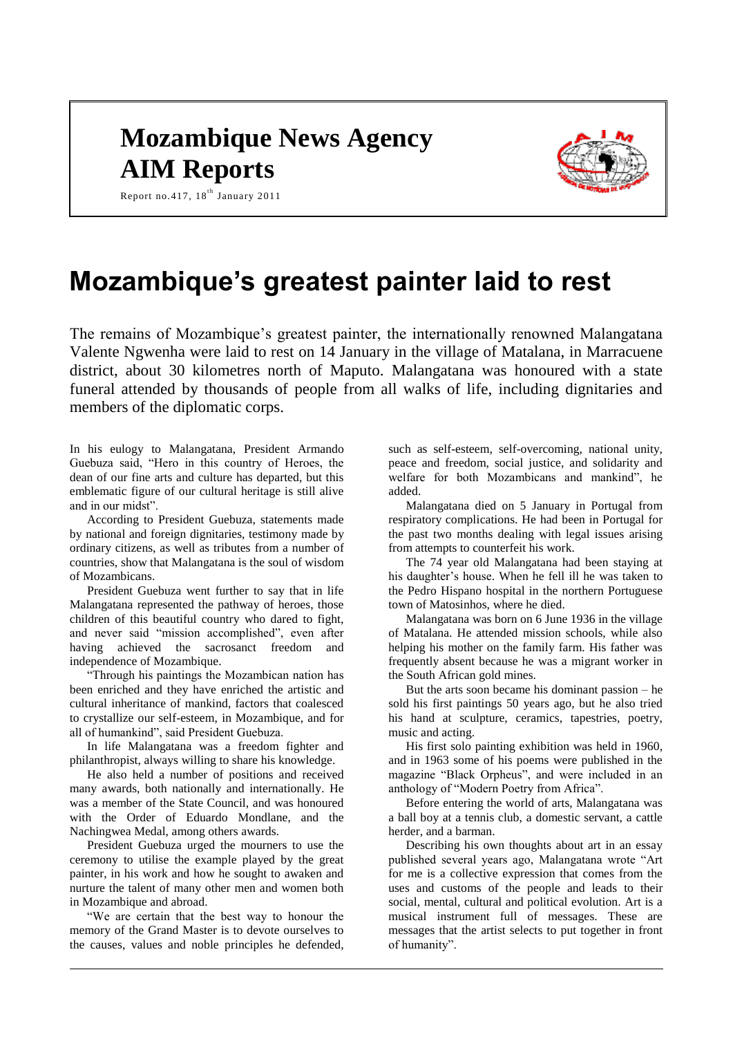# Mozambique News Agency
# AIM Reports

Report no.417, 18th January 2011

# Mozambique's greatest painter laid to rest

The remains of Mozambique's greatest painter, the internationally renowned Malangatana Valente Ngwenha were laid to rest on 14 January in the village of Matalana, in Marracuene district, about 30 kilometres north of Maputo. Malangatana was honoured with a state funeral attended by thousands of people from all walks of life, including dignitaries and members of the diplomatic corps.

In his eulogy to Malangatana, President Armando Guebuza said, "Hero in this country of Heroes, the dean of our fine arts and culture has departed, but this emblematic figure of our cultural heritage is still alive and in our midst".

According to President Guebuza, statements made by national and foreign dignitaries, testimony made by ordinary citizens, as well as tributes from a number of countries, show that Malangatana is the soul of wisdom of Mozambicans.

President Guebuza went further to say that in life Malangatana represented the pathway of heroes, those children of this beautiful country who dared to fight, and never said "mission accomplished", even after having achieved the sacrosanct freedom and independence of Mozambique.

"Through his paintings the Mozambican nation has been enriched and they have enriched the artistic and cultural inheritance of mankind, factors that coalesced to crystallize our self-esteem, in Mozambique, and for all of humankind", said President Guebuza.

In life Malangatana was a freedom fighter and philanthropist, always willing to share his knowledge.

He also held a number of positions and received many awards, both nationally and internationally. He was a member of the State Council, and was honoured with the Order of Eduardo Mondlane, and the Nachingwea Medal, among others awards.

President Guebuza urged the mourners to use the ceremony to utilise the example played by the great painter, in his work and how he sought to awaken and nurture the talent of many other men and women both in Mozambique and abroad.

"We are certain that the best way to honour the memory of the Grand Master is to devote ourselves to the causes, values and noble principles he defended, such as self-esteem, self-overcoming, national unity, peace and freedom, social justice, and solidarity and welfare for both Mozambicans and mankind", he added.

Malangatana died on 5 January in Portugal from respiratory complications. He had been in Portugal for the past two months dealing with legal issues arising from attempts to counterfeit his work.

The 74 year old Malangatana had been staying at his daughter's house. When he fell ill he was taken to the Pedro Hispano hospital in the northern Portuguese town of Matosinhos, where he died.

Malangatana was born on 6 June 1936 in the village of Matalana. He attended mission schools, while also helping his mother on the family farm. His father was frequently absent because he was a migrant worker in the South African gold mines.

But the arts soon became his dominant passion – he sold his first paintings 50 years ago, but he also tried his hand at sculpture, ceramics, tapestries, poetry, music and acting.

His first solo painting exhibition was held in 1960, and in 1963 some of his poems were published in the magazine "Black Orpheus", and were included in an anthology of "Modern Poetry from Africa".

Before entering the world of arts, Malangatana was a ball boy at a tennis club, a domestic servant, a cattle herder, and a barman.

Describing his own thoughts about art in an essay published several years ago, Malangatana wrote "Art for me is a collective expression that comes from the uses and customs of the people and leads to their social, mental, cultural and political evolution. Art is a musical instrument full of messages. These are messages that the artist selects to put together in front of humanity".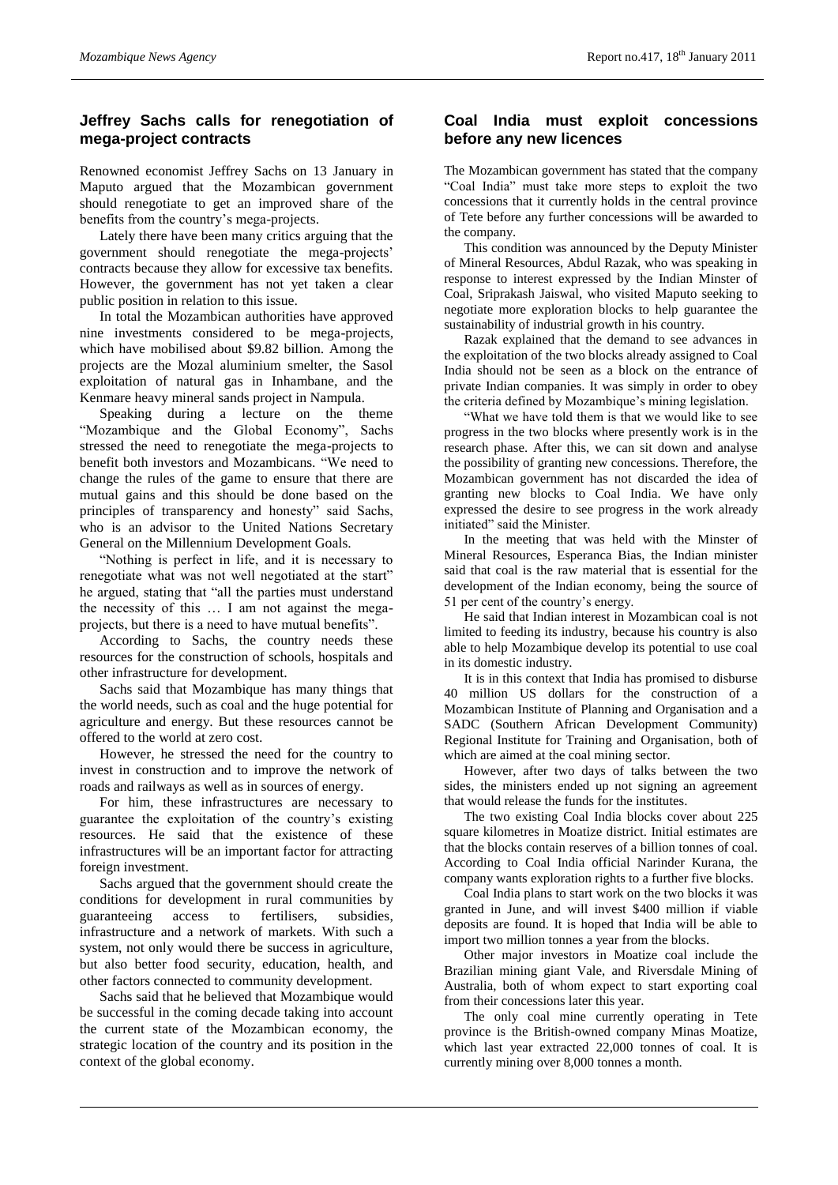## Jeffrey Sachs calls for renegotiation of mega-project contracts

Renowned economist Jeffrey Sachs on 13 January in Maputo argued that the Mozambican government should renegotiate to get an improved share of the benefits from the country's mega-projects.

Lately there have been many critics arguing that the government should renegotiate the mega-projects' contracts because they allow for excessive tax benefits. However, the government has not yet taken a clear public position in relation to this issue.

In total the Mozambican authorities have approved nine investments considered to be mega-projects, which have mobilised about $9.82 billion. Among the projects are the Mozal aluminium smelter, the Sasol exploitation of natural gas in Inhambane, and the Kenmare heavy mineral sands project in Nampula.

Speaking during a lecture on the theme "Mozambique and the Global Economy", Sachs stressed the need to renegotiate the mega-projects to benefit both investors and Mozambicans. "We need to change the rules of the game to ensure that there are mutual gains and this should be done based on the principles of transparency and honesty" said Sachs, who is an advisor to the United Nations Secretary General on the Millennium Development Goals.

"Nothing is perfect in life, and it is necessary to renegotiate what was not well negotiated at the start" he argued, stating that "all the parties must understand the necessity of this … I am not against the mega-projects, but there is a need to have mutual benefits".

According to Sachs, the country needs these resources for the construction of schools, hospitals and other infrastructure for development.

Sachs said that Mozambique has many things that the world needs, such as coal and the huge potential for agriculture and energy. But these resources cannot be offered to the world at zero cost.

However, he stressed the need for the country to invest in construction and to improve the network of roads and railways as well as in sources of energy.

For him, these infrastructures are necessary to guarantee the exploitation of the country's existing resources. He said that the existence of these infrastructures will be an important factor for attracting foreign investment.

Sachs argued that the government should create the conditions for development in rural communities by guaranteeing access to fertilisers, subsidies, infrastructure and a network of markets. With such a system, not only would there be success in agriculture, but also better food security, education, health, and other factors connected to community development.

Sachs said that he believed that Mozambique would be successful in the coming decade taking into account the current state of the Mozambican economy, the strategic location of the country and its position in the context of the global economy.

## Coal India must exploit concessions before any new licences

The Mozambican government has stated that the company "Coal India" must take more steps to exploit the two concessions that it currently holds in the central province of Tete before any further concessions will be awarded to the company.

This condition was announced by the Deputy Minister of Mineral Resources, Abdul Razak, who was speaking in response to interest expressed by the Indian Minster of Coal, Sriprakash Jaiswal, who visited Maputo seeking to negotiate more exploration blocks to help guarantee the sustainability of industrial growth in his country.

Razak explained that the demand to see advances in the exploitation of the two blocks already assigned to Coal India should not be seen as a block on the entrance of private Indian companies. It was simply in order to obey the criteria defined by Mozambique's mining legislation.

"What we have told them is that we would like to see progress in the two blocks where presently work is in the research phase. After this, we can sit down and analyse the possibility of granting new concessions. Therefore, the Mozambican government has not discarded the idea of granting new blocks to Coal India. We have only expressed the desire to see progress in the work already initiated" said the Minister.

In the meeting that was held with the Minster of Mineral Resources, Esperanca Bias, the Indian minister said that coal is the raw material that is essential for the development of the Indian economy, being the source of 51 per cent of the country's energy.

He said that Indian interest in Mozambican coal is not limited to feeding its industry, because his country is also able to help Mozambique develop its potential to use coal in its domestic industry.

It is in this context that India has promised to disburse 40 million US dollars for the construction of a Mozambican Institute of Planning and Organisation and a SADC (Southern African Development Community) Regional Institute for Training and Organisation, both of which are aimed at the coal mining sector.

However, after two days of talks between the two sides, the ministers ended up not signing an agreement that would release the funds for the institutes.

The two existing Coal India blocks cover about 225 square kilometres in Moatize district. Initial estimates are that the blocks contain reserves of a billion tonnes of coal. According to Coal India official Narinder Kurana, the company wants exploration rights to a further five blocks.

Coal India plans to start work on the two blocks it was granted in June, and will invest $400 million if viable deposits are found. It is hoped that India will be able to import two million tonnes a year from the blocks.

Other major investors in Moatize coal include the Brazilian mining giant Vale, and Riversdale Mining of Australia, both of whom expect to start exporting coal from their concessions later this year.

The only coal mine currently operating in Tete province is the British-owned company Minas Moatize, which last year extracted 22,000 tonnes of coal. It is currently mining over 8,000 tonnes a month.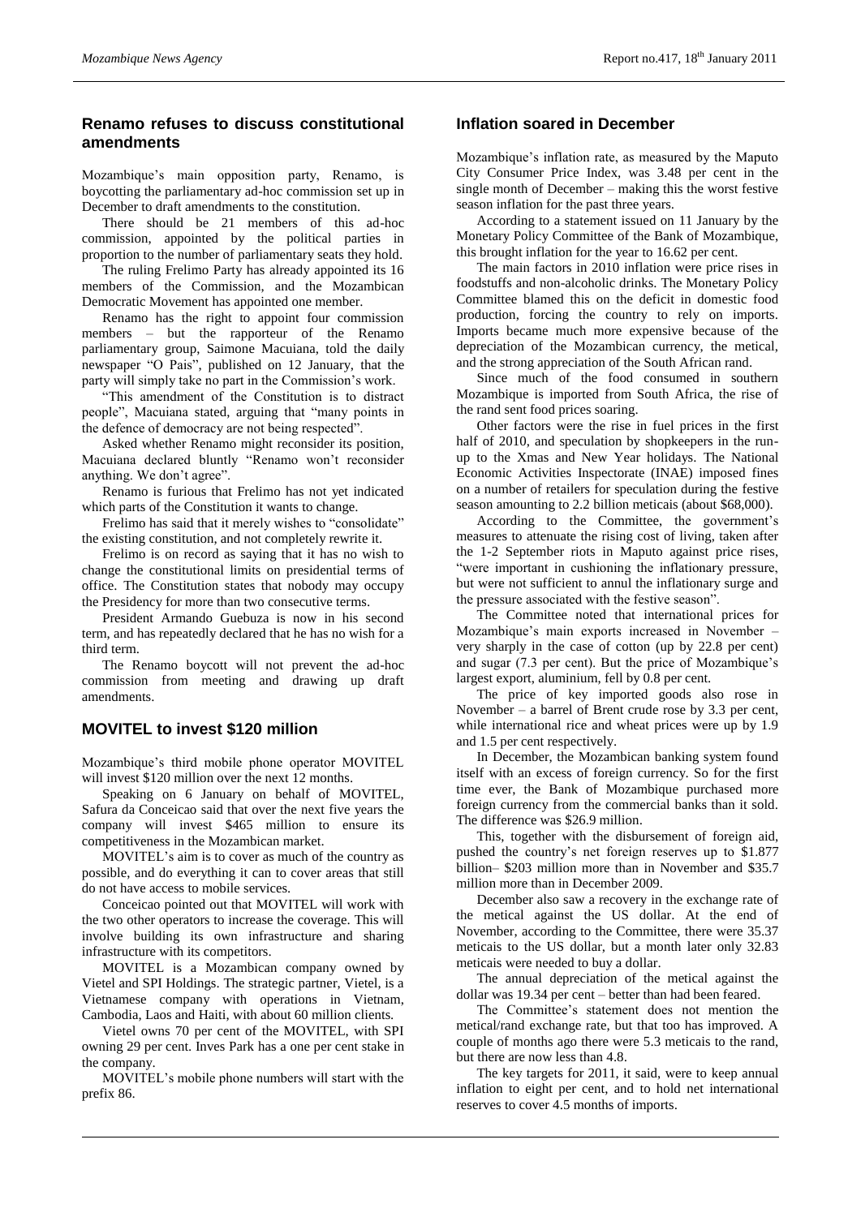## Renamo refuses to discuss constitutional amendments

Mozambique's main opposition party, Renamo, is boycotting the parliamentary ad-hoc commission set up in December to draft amendments to the constitution.

There should be 21 members of this ad-hoc commission, appointed by the political parties in proportion to the number of parliamentary seats they hold.

The ruling Frelimo Party has already appointed its 16 members of the Commission, and the Mozambican Democratic Movement has appointed one member.

Renamo has the right to appoint four commission members – but the rapporteur of the Renamo parliamentary group, Saimone Macuiana, told the daily newspaper "O Pais", published on 12 January, that the party will simply take no part in the Commission's work.

"This amendment of the Constitution is to distract people", Macuiana stated, arguing that "many points in the defence of democracy are not being respected".

Asked whether Renamo might reconsider its position, Macuiana declared bluntly "Renamo won't reconsider anything. We don't agree".

Renamo is furious that Frelimo has not yet indicated which parts of the Constitution it wants to change.

Frelimo has said that it merely wishes to "consolidate" the existing constitution, and not completely rewrite it.

Frelimo is on record as saying that it has no wish to change the constitutional limits on presidential terms of office. The Constitution states that nobody may occupy the Presidency for more than two consecutive terms.

President Armando Guebuza is now in his second term, and has repeatedly declared that he has no wish for a third term.

The Renamo boycott will not prevent the ad-hoc commission from meeting and drawing up draft amendments.

## MOVITEL to invest $120 million

Mozambique's third mobile phone operator MOVITEL will invest $120 million over the next 12 months.

Speaking on 6 January on behalf of MOVITEL, Safura da Conceicao said that over the next five years the company will invest $465 million to ensure its competitiveness in the Mozambican market.

MOVITEL's aim is to cover as much of the country as possible, and do everything it can to cover areas that still do not have access to mobile services.

Conceicao pointed out that MOVITEL will work with the two other operators to increase the coverage. This will involve building its own infrastructure and sharing infrastructure with its competitors.

MOVITEL is a Mozambican company owned by Vietel and SPI Holdings. The strategic partner, Vietel, is a Vietnamese company with operations in Vietnam, Cambodia, Laos and Haiti, with about 60 million clients.

Vietel owns 70 per cent of the MOVITEL, with SPI owning 29 per cent. Inves Park has a one per cent stake in the company.

MOVITEL's mobile phone numbers will start with the prefix 86.

## Inflation soared in December

Mozambique's inflation rate, as measured by the Maputo City Consumer Price Index, was 3.48 per cent in the single month of December – making this the worst festive season inflation for the past three years.

According to a statement issued on 11 January by the Monetary Policy Committee of the Bank of Mozambique, this brought inflation for the year to 16.62 per cent.

The main factors in 2010 inflation were price rises in foodstuffs and non-alcoholic drinks. The Monetary Policy Committee blamed this on the deficit in domestic food production, forcing the country to rely on imports. Imports became much more expensive because of the depreciation of the Mozambican currency, the metical, and the strong appreciation of the South African rand.

Since much of the food consumed in southern Mozambique is imported from South Africa, the rise of the rand sent food prices soaring.

Other factors were the rise in fuel prices in the first half of 2010, and speculation by shopkeepers in the run-up to the Xmas and New Year holidays. The National Economic Activities Inspectorate (INAE) imposed fines on a number of retailers for speculation during the festive season amounting to 2.2 billion meticais (about $68,000).

According to the Committee, the government's measures to attenuate the rising cost of living, taken after the 1-2 September riots in Maputo against price rises, "were important in cushioning the inflationary pressure, but were not sufficient to annul the inflationary surge and the pressure associated with the festive season".

The Committee noted that international prices for Mozambique's main exports increased in November – very sharply in the case of cotton (up by 22.8 per cent) and sugar (7.3 per cent). But the price of Mozambique's largest export, aluminium, fell by 0.8 per cent.

The price of key imported goods also rose in November – a barrel of Brent crude rose by 3.3 per cent, while international rice and wheat prices were up by 1.9 and 1.5 per cent respectively.

In December, the Mozambican banking system found itself with an excess of foreign currency. So for the first time ever, the Bank of Mozambique purchased more foreign currency from the commercial banks than it sold. The difference was $26.9 million.

This, together with the disbursement of foreign aid, pushed the country's net foreign reserves up to $1.877 billion– $203 million more than in November and $35.7 million more than in December 2009.

December also saw a recovery in the exchange rate of the metical against the US dollar. At the end of November, according to the Committee, there were 35.37 meticais to the US dollar, but a month later only 32.83 meticais were needed to buy a dollar.

The annual depreciation of the metical against the dollar was 19.34 per cent – better than had been feared.

The Committee's statement does not mention the metical/rand exchange rate, but that too has improved. A couple of months ago there were 5.3 meticais to the rand, but there are now less than 4.8.

The key targets for 2011, it said, were to keep annual inflation to eight per cent, and to hold net international reserves to cover 4.5 months of imports.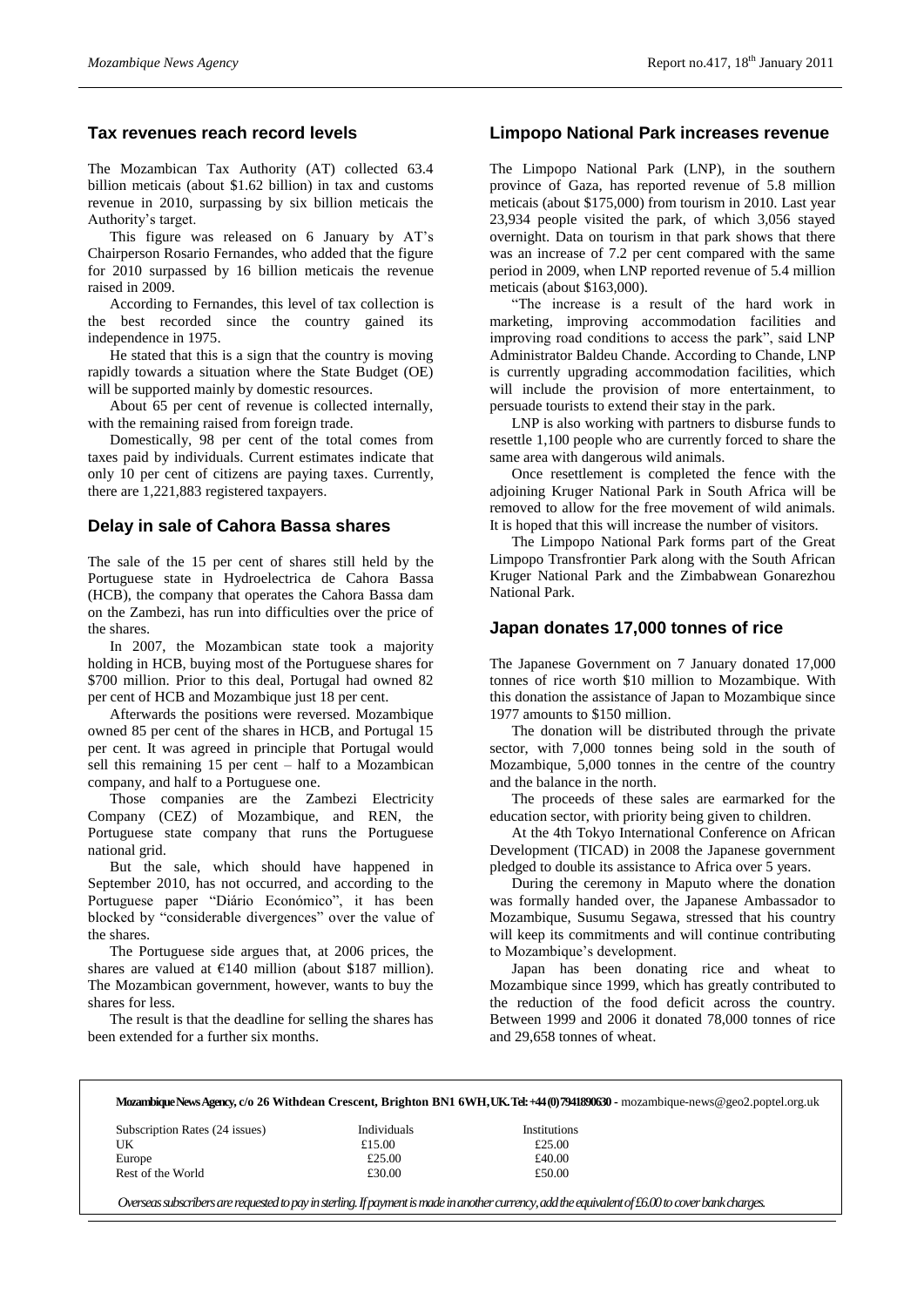## Tax revenues reach record levels

The Mozambican Tax Authority (AT) collected 63.4 billion meticais (about $1.62 billion) in tax and customs revenue in 2010, surpassing by six billion meticais the Authority's target.

This figure was released on 6 January by AT's Chairperson Rosario Fernandes, who added that the figure for 2010 surpassed by 16 billion meticais the revenue raised in 2009.

According to Fernandes, this level of tax collection is the best recorded since the country gained its independence in 1975.

He stated that this is a sign that the country is moving rapidly towards a situation where the State Budget (OE) will be supported mainly by domestic resources.

About 65 per cent of revenue is collected internally, with the remaining raised from foreign trade.

Domestically, 98 per cent of the total comes from taxes paid by individuals. Current estimates indicate that only 10 per cent of citizens are paying taxes. Currently, there are 1,221,883 registered taxpayers.

## Delay in sale of Cahora Bassa shares

The sale of the 15 per cent of shares still held by the Portuguese state in Hydroelectrica de Cahora Bassa (HCB), the company that operates the Cahora Bassa dam on the Zambezi, has run into difficulties over the price of the shares.

In 2007, the Mozambican state took a majority holding in HCB, buying most of the Portuguese shares for $700 million. Prior to this deal, Portugal had owned 82 per cent of HCB and Mozambique just 18 per cent.

Afterwards the positions were reversed. Mozambique owned 85 per cent of the shares in HCB, and Portugal 15 per cent. It was agreed in principle that Portugal would sell this remaining 15 per cent – half to a Mozambican company, and half to a Portuguese one.

Those companies are the Zambezi Electricity Company (CEZ) of Mozambique, and REN, the Portuguese state company that runs the Portuguese national grid.

But the sale, which should have happened in September 2010, has not occurred, and according to the Portuguese paper "Diário Económico", it has been blocked by "considerable divergences" over the value of the shares.

The Portuguese side argues that, at 2006 prices, the shares are valued at €140 million (about $187 million). The Mozambican government, however, wants to buy the shares for less.

The result is that the deadline for selling the shares has been extended for a further six months.

## Limpopo National Park increases revenue

The Limpopo National Park (LNP), in the southern province of Gaza, has reported revenue of 5.8 million meticais (about $175,000) from tourism in 2010. Last year 23,934 people visited the park, of which 3,056 stayed overnight. Data on tourism in that park shows that there was an increase of 7.2 per cent compared with the same period in 2009, when LNP reported revenue of 5.4 million meticais (about $163,000).

"The increase is a result of the hard work in marketing, improving accommodation facilities and improving road conditions to access the park", said LNP Administrator Baldeu Chande. According to Chande, LNP is currently upgrading accommodation facilities, which will include the provision of more entertainment, to persuade tourists to extend their stay in the park.

LNP is also working with partners to disburse funds to resettle 1,100 people who are currently forced to share the same area with dangerous wild animals.

Once resettlement is completed the fence with the adjoining Kruger National Park in South Africa will be removed to allow for the free movement of wild animals. It is hoped that this will increase the number of visitors.

The Limpopo National Park forms part of the Great Limpopo Transfrontier Park along with the South African Kruger National Park and the Zimbabwean Gonarezhou National Park.

## Japan donates 17,000 tonnes of rice

The Japanese Government on 7 January donated 17,000 tonnes of rice worth $10 million to Mozambique. With this donation the assistance of Japan to Mozambique since 1977 amounts to $150 million.

The donation will be distributed through the private sector, with 7,000 tonnes being sold in the south of Mozambique, 5,000 tonnes in the centre of the country and the balance in the north.

The proceeds of these sales are earmarked for the education sector, with priority being given to children.

At the 4th Tokyo International Conference on African Development (TICAD) in 2008 the Japanese government pledged to double its assistance to Africa over 5 years.

During the ceremony in Maputo where the donation was formally handed over, the Japanese Ambassador to Mozambique, Susumu Segawa, stressed that his country will keep its commitments and will continue contributing to Mozambique's development.

Japan has been donating rice and wheat to Mozambique since 1999, which has greatly contributed to the reduction of the food deficit across the country. Between 1999 and 2006 it donated 78,000 tonnes of rice and 29,658 tonnes of wheat.

---

**Mozambique News Agency, c/o 26 Withdean Crescent, Brighton BN1 6WH, UK. Tel: +44 (0) 7941890630 -** mozambique-news@geo2.poptel.org.uk

| Subscription Rates (24 issues) | Individuals | Institutions |
|---|---|---|
| UK | £15.00 | £25.00 |
| Europe | £25.00 | £40.00 |
| Rest of the World | £30.00 | £50.00 |

*Overseas subscribers are requested to pay in sterling. If payment is made in another currency, add the equivalent of £6.00 to cover bank charges.*